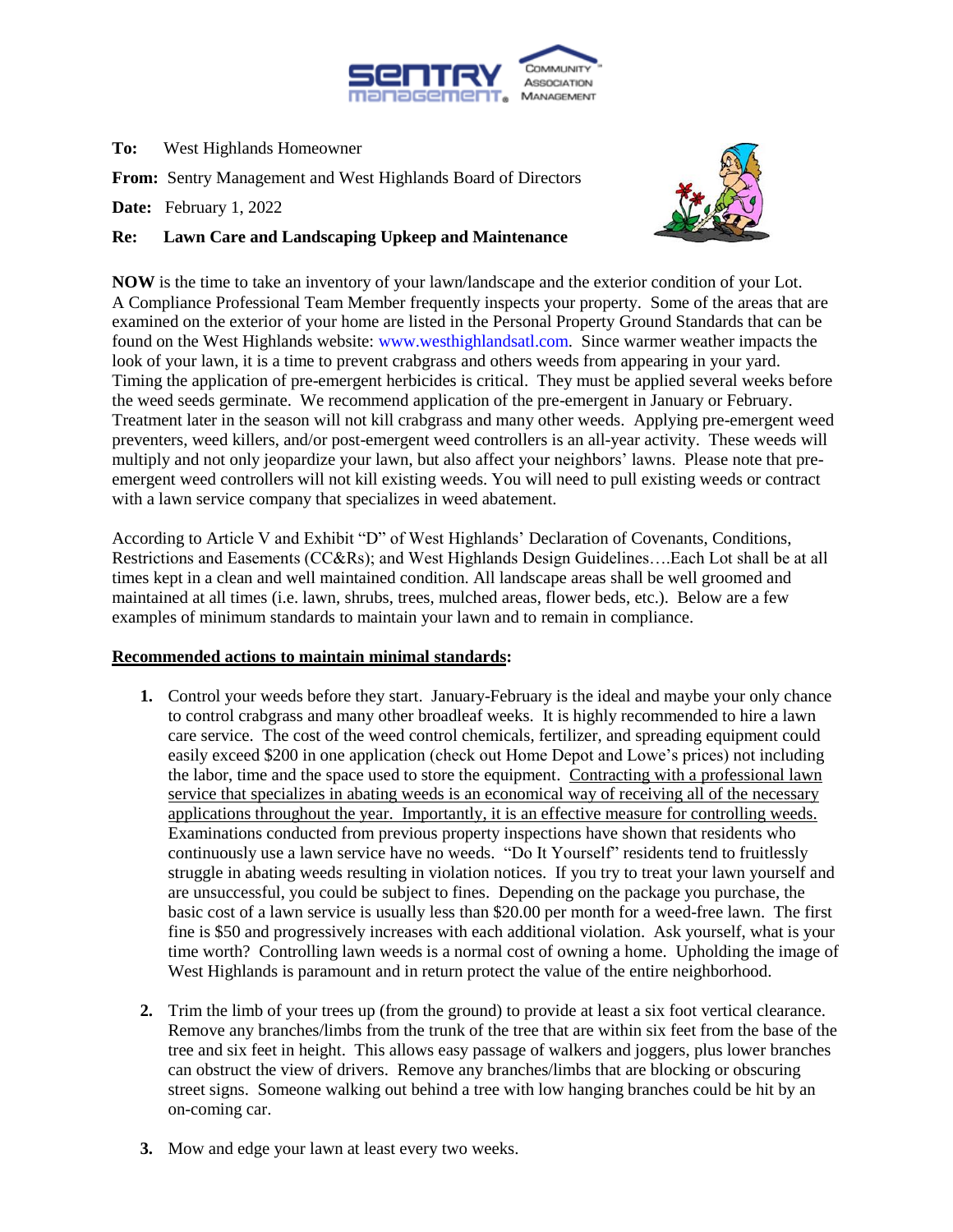**To:** West Highlands Homeowner

**From:** Sentry Management and West Highlands Board of Directors

**Date:** February 1, 2022

**Re: Lawn Care and Landscaping Upkeep and Maintenance**

**NOW** is the time to take an inventory of your lawn/landscape and the exterior condition of your Lot. A Compliance Professional Team Member frequently inspects your property. Some of the areas that are examined on the exterior of your home are listed in the Personal Property Ground Standards that can be found on the West Highlands website: www.westhighlandsatl.com. Since warmer weather impacts the look of your lawn, it is a time to prevent crabgrass and others weeds from appearing in your yard. Timing the application of pre-emergent herbicides is critical. They must be applied several weeks before the weed seeds germinate. We recommend application of the pre-emergent in January or February. Treatment later in the season will not kill crabgrass and many other weeds. Applying pre-emergent weed preventers, weed killers, and/or post-emergent weed controllers is an all-year activity. These weeds will multiply and not only jeopardize your lawn, but also affect your neighbors' lawns. Please note that pre-emergent weed controllers will not kill existing weeds. You will need to pull existing weeds or contract with a lawn service company that specializes in weed abatement.

According to Article V and Exhibit "D" of West Highlands' Declaration of Covenants, Conditions, Restrictions and Easements (CC&Rs); and West Highlands Design Guidelines….Each Lot shall be at all times kept in a clean and well maintained condition. All landscape areas shall be well groomed and maintained at all times (i.e. lawn, shrubs, trees, mulched areas, flower beds, etc.). Below are a few examples of minimum standards to maintain your lawn and to remain in compliance.

**Recommended actions to maintain minimal standards:**

1. Control your weeds before they start. January-February is the ideal and maybe your only chance to control crabgrass and many other broadleaf weeks. It is highly recommended to hire a lawn care service. The cost of the weed control chemicals, fertilizer, and spreading equipment could easily exceed $200 in one application (check out Home Depot and Lowe's prices) not including the labor, time and the space used to store the equipment. Contracting with a professional lawn service that specializes in abating weeds is an economical way of receiving all of the necessary applications throughout the year. Importantly, it is an effective measure for controlling weeds. Examinations conducted from previous property inspections have shown that residents who continuously use a lawn service have no weeds. "Do It Yourself" residents tend to fruitlessly struggle in abating weeds resulting in violation notices. If you try to treat your lawn yourself and are unsuccessful, you could be subject to fines. Depending on the package you purchase, the basic cost of a lawn service is usually less than $20.00 per month for a weed-free lawn. The first fine is $50 and progressively increases with each additional violation. Ask yourself, what is your time worth? Controlling lawn weeds is a normal cost of owning a home. Upholding the image of West Highlands is paramount and in return protect the value of the entire neighborhood.

2. Trim the limb of your trees up (from the ground) to provide at least a six foot vertical clearance. Remove any branches/limbs from the trunk of the tree that are within six feet from the base of the tree and six feet in height. This allows easy passage of walkers and joggers, plus lower branches can obstruct the view of drivers. Remove any branches/limbs that are blocking or obscuring street signs. Someone walking out behind a tree with low hanging branches could be hit by an on-coming car.

3. Mow and edge your lawn at least every two weeks.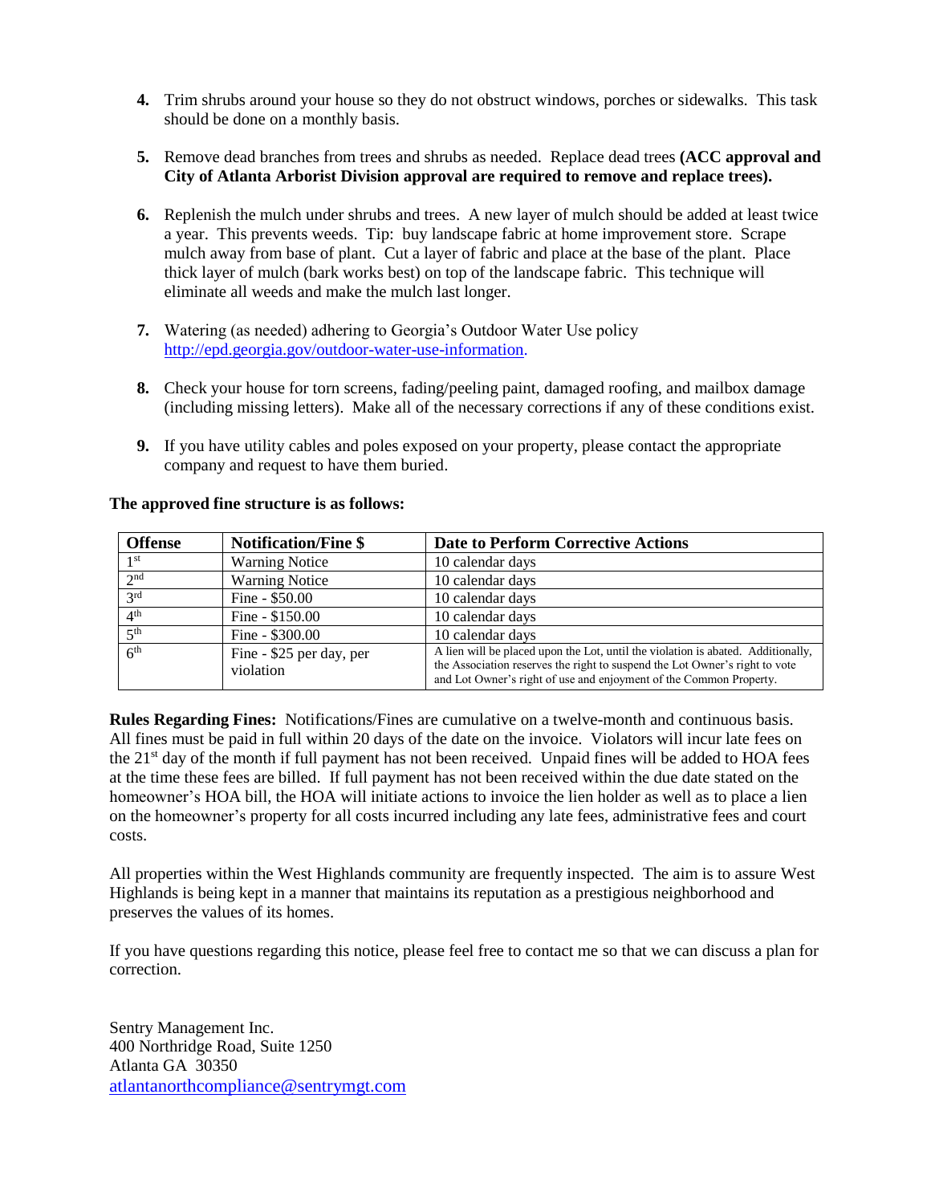4. Trim shrubs around your house so they do not obstruct windows, porches or sidewalks. This task should be done on a monthly basis.

5. Remove dead branches from trees and shrubs as needed. Replace dead trees **(ACC approval and City of Atlanta Arborist Division approval are required to remove and replace trees).**

6. Replenish the mulch under shrubs and trees. A new layer of mulch should be added at least twice a year. This prevents weeds. Tip: buy landscape fabric at home improvement store. Scrape mulch away from base of plant. Cut a layer of fabric and place at the base of the plant. Place thick layer of mulch (bark works best) on top of the landscape fabric. This technique will eliminate all weeds and make the mulch last longer.

7. Watering (as needed) adhering to Georgia's Outdoor Water Use policy http://epd.georgia.gov/outdoor-water-use-information.

8. Check your house for torn screens, fading/peeling paint, damaged roofing, and mailbox damage (including missing letters). Make all of the necessary corrections if any of these conditions exist.

9. If you have utility cables and poles exposed on your property, please contact the appropriate company and request to have them buried.

**The approved fine structure is as follows:**

| Offense | Notification/Fine $ | Date to Perform Corrective Actions |
|---|---|---|
| 1st | Warning Notice | 10 calendar days |
| 2nd | Warning Notice | 10 calendar days |
| 3rd | Fine - $50.00 | 10 calendar days |
| 4th | Fine - $150.00 | 10 calendar days |
| 5th | Fine - $300.00 | 10 calendar days |
| 6th | Fine - $25 per day, per violation | A lien will be placed upon the Lot, until the violation is abated. Additionally, the Association reserves the right to suspend the Lot Owner's right to vote and Lot Owner's right of use and enjoyment of the Common Property. |

**Rules Regarding Fines:** Notifications/Fines are cumulative on a twelve-month and continuous basis. All fines must be paid in full within 20 days of the date on the invoice. Violators will incur late fees on the 21st day of the month if full payment has not been received. Unpaid fines will be added to HOA fees at the time these fees are billed. If full payment has not been received within the due date stated on the homeowner's HOA bill, the HOA will initiate actions to invoice the lien holder as well as to place a lien on the homeowner's property for all costs incurred including any late fees, administrative fees and court costs.

All properties within the West Highlands community are frequently inspected. The aim is to assure West Highlands is being kept in a manner that maintains its reputation as a prestigious neighborhood and preserves the values of its homes.

If you have questions regarding this notice, please feel free to contact me so that we can discuss a plan for correction.

Sentry Management Inc.
400 Northridge Road, Suite 1250
Atlanta GA 30350
atlantanorthcompliance@sentrymgt.com